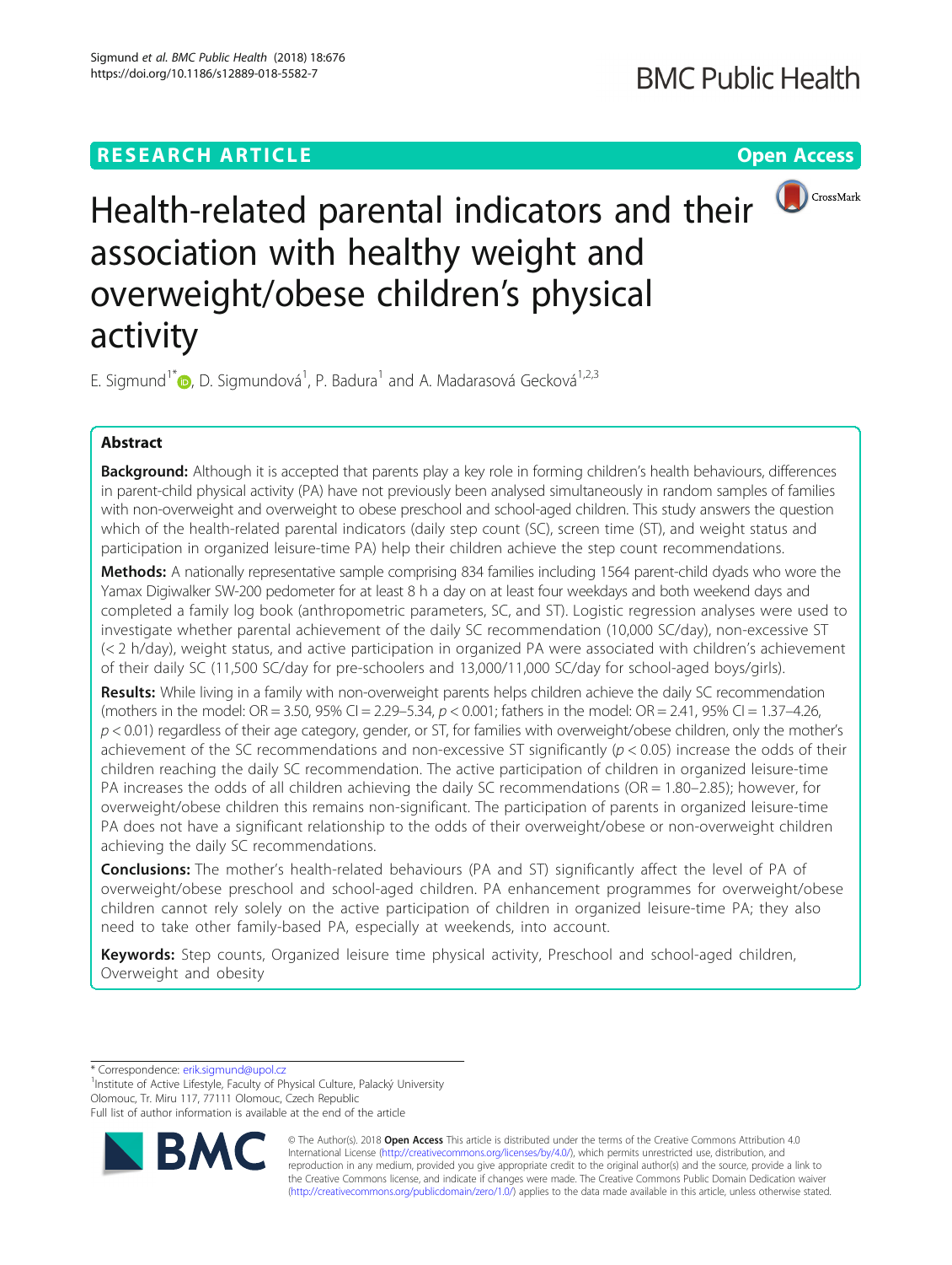RESEARCH ARTICLE

Open Access

# Health-related parental indicators and their association with healthy weight and overweight/obese children's physical activity

E. Sigmund[1*], D. Sigmundová[1], P. Badura[1] and A. Madarasová Gecková[1,2,3]

## Abstract

**Background:** Although it is accepted that parents play a key role in forming children's health behaviours, differences in parent-child physical activity (PA) have not previously been analysed simultaneously in random samples of families with non-overweight and overweight to obese preschool and school-aged children. This study answers the question which of the health-related parental indicators (daily step count (SC), screen time (ST), and weight status and participation in organized leisure-time PA) help their children achieve the step count recommendations.

**Methods:** A nationally representative sample comprising 834 families including 1564 parent-child dyads who wore the Yamax Digiwalker SW-200 pedometer for at least 8 h a day on at least four weekdays and both weekend days and completed a family log book (anthropometric parameters, SC, and ST). Logistic regression analyses were used to investigate whether parental achievement of the daily SC recommendation (10,000 SC/day), non-excessive ST (< 2 h/day), weight status, and active participation in organized PA were associated with children's achievement of their daily SC (11,500 SC/day for pre-schoolers and 13,000/11,000 SC/day for school-aged boys/girls).

**Results:** While living in a family with non-overweight parents helps children achieve the daily SC recommendation (mothers in the model: OR = 3.50, 95% CI = 2.29–5.34, $p < 0.001$; fathers in the model: OR = 2.41, 95% CI = 1.37–4.26, $p < 0.01$) regardless of their age category, gender, or ST, for families with overweight/obese children, only the mother's achievement of the SC recommendations and non-excessive ST significantly ($p < 0.05$) increase the odds of their children reaching the daily SC recommendation. The active participation of children in organized leisure-time PA increases the odds of all children achieving the daily SC recommendations (OR = 1.80–2.85); however, for overweight/obese children this remains non-significant. The participation of parents in organized leisure-time PA does not have a significant relationship to the odds of their overweight/obese or non-overweight children achieving the daily SC recommendations.

**Conclusions:** The mother's health-related behaviours (PA and ST) significantly affect the level of PA of overweight/obese preschool and school-aged children. PA enhancement programmes for overweight/obese children cannot rely solely on the active participation of children in organized leisure-time PA; they also need to take other family-based PA, especially at weekends, into account.

**Keywords:** Step counts, Organized leisure time physical activity, Preschool and school-aged children, Overweight and obesity

\* Correspondence: erik.sigmund@upol.cz

[1]Institute of Active Lifestyle, Faculty of Physical Culture, Palacký University Olomouc, Tr. Miru 117, 77111 Olomouc, Czech Republic

Full list of author information is available at the end of the article

© The Author(s). 2018 **Open Access** This article is distributed under the terms of the Creative Commons Attribution 4.0 International License (http://creativecommons.org/licenses/by/4.0/), which permits unrestricted use, distribution, and reproduction in any medium, provided you give appropriate credit to the original author(s) and the source, provide a link to the Creative Commons license, and indicate if changes were made. The Creative Commons Public Domain Dedication waiver (http://creativecommons.org/publicdomain/zero/1.0/) applies to the data made available in this article, unless otherwise stated.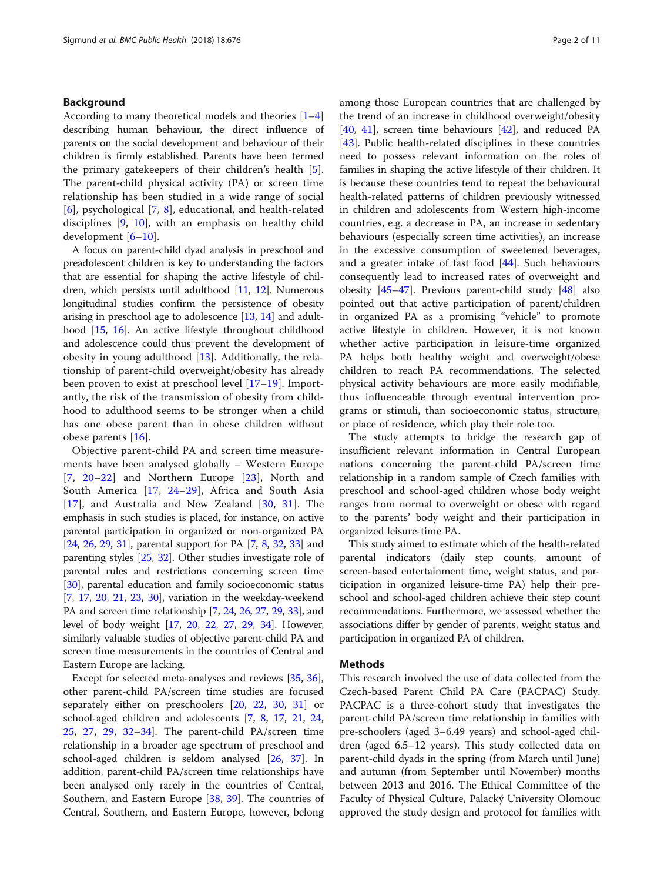## Background

According to many theoretical models and theories [1–4] describing human behaviour, the direct influence of parents on the social development and behaviour of their children is firmly established. Parents have been termed the primary gatekeepers of their children's health [5]. The parent-child physical activity (PA) or screen time relationship has been studied in a wide range of social [6], psychological [7, 8], educational, and health-related disciplines [9, 10], with an emphasis on healthy child development [6–10].

A focus on parent-child dyad analysis in preschool and preadolescent children is key to understanding the factors that are essential for shaping the active lifestyle of children, which persists until adulthood [11, 12]. Numerous longitudinal studies confirm the persistence of obesity arising in preschool age to adolescence [13, 14] and adulthood [15, 16]. An active lifestyle throughout childhood and adolescence could thus prevent the development of obesity in young adulthood [13]. Additionally, the relationship of parent-child overweight/obesity has already been proven to exist at preschool level [17–19]. Importantly, the risk of the transmission of obesity from childhood to adulthood seems to be stronger when a child has one obese parent than in obese children without obese parents [16].

Objective parent-child PA and screen time measurements have been analysed globally – Western Europe [7, 20–22] and Northern Europe [23], North and South America [17, 24–29], Africa and South Asia [17], and Australia and New Zealand [30, 31]. The emphasis in such studies is placed, for instance, on active parental participation in organized or non-organized PA [24, 26, 29, 31], parental support for PA [7, 8, 32, 33] and parenting styles [25, 32]. Other studies investigate role of parental rules and restrictions concerning screen time [30], parental education and family socioeconomic status [7, 17, 20, 21, 23, 30], variation in the weekday-weekend PA and screen time relationship [7, 24, 26, 27, 29, 33], and level of body weight [17, 20, 22, 27, 29, 34]. However, similarly valuable studies of objective parent-child PA and screen time measurements in the countries of Central and Eastern Europe are lacking.

Except for selected meta-analyses and reviews [35, 36], other parent-child PA/screen time studies are focused separately either on preschoolers [20, 22, 30, 31] or school-aged children and adolescents [7, 8, 17, 21, 24, 25, 27, 29, 32–34]. The parent-child PA/screen time relationship in a broader age spectrum of preschool and school-aged children is seldom analysed [26, 37]. In addition, parent-child PA/screen time relationships have been analysed only rarely in the countries of Central, Southern, and Eastern Europe [38, 39]. The countries of Central, Southern, and Eastern Europe, however, belong among those European countries that are challenged by the trend of an increase in childhood overweight/obesity [40, 41], screen time behaviours [42], and reduced PA [43]. Public health-related disciplines in these countries need to possess relevant information on the roles of families in shaping the active lifestyle of their children. It is because these countries tend to repeat the behavioural health-related patterns of children previously witnessed in children and adolescents from Western high-income countries, e.g. a decrease in PA, an increase in sedentary behaviours (especially screen time activities), an increase in the excessive consumption of sweetened beverages, and a greater intake of fast food [44]. Such behaviours consequently lead to increased rates of overweight and obesity [45–47]. Previous parent-child study [48] also pointed out that active participation of parent/children in organized PA as a promising "vehicle" to promote active lifestyle in children. However, it is not known whether active participation in leisure-time organized PA helps both healthy weight and overweight/obese children to reach PA recommendations. The selected physical activity behaviours are more easily modifiable, thus influenceable through eventual intervention programs or stimuli, than socioeconomic status, structure, or place of residence, which play their role too.

The study attempts to bridge the research gap of insufficient relevant information in Central European nations concerning the parent-child PA/screen time relationship in a random sample of Czech families with preschool and school-aged children whose body weight ranges from normal to overweight or obese with regard to the parents' body weight and their participation in organized leisure-time PA.

This study aimed to estimate which of the health-related parental indicators (daily step counts, amount of screen-based entertainment time, weight status, and participation in organized leisure-time PA) help their preschool and school-aged children achieve their step count recommendations. Furthermore, we assessed whether the associations differ by gender of parents, weight status and participation in organized PA of children.

## Methods

This research involved the use of data collected from the Czech-based Parent Child PA Care (PACPAC) Study. PACPAC is a three-cohort study that investigates the parent-child PA/screen time relationship in families with pre-schoolers (aged 3–6.49 years) and school-aged children (aged 6.5–12 years). This study collected data on parent-child dyads in the spring (from March until June) and autumn (from September until November) months between 2013 and 2016. The Ethical Committee of the Faculty of Physical Culture, Palacký University Olomouc approved the study design and protocol for families with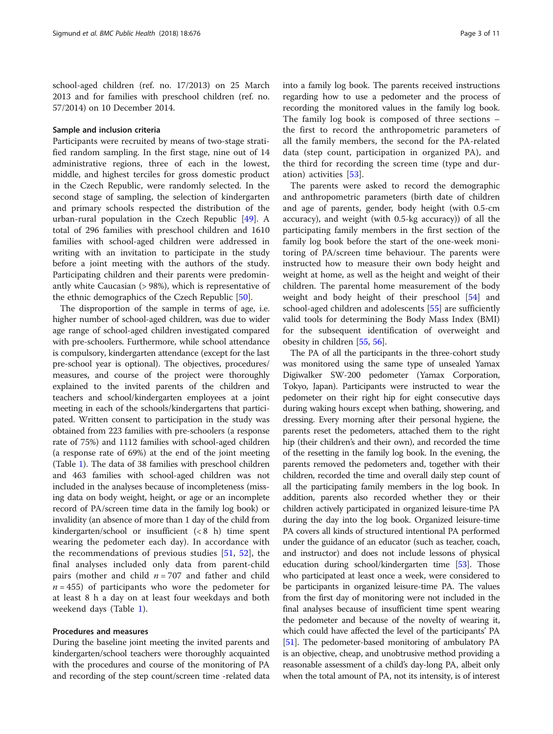school-aged children (ref. no. 17/2013) on 25 March 2013 and for families with preschool children (ref. no. 57/2014) on 10 December 2014.

### Sample and inclusion criteria

Participants were recruited by means of two-stage stratified random sampling. In the first stage, nine out of 14 administrative regions, three of each in the lowest, middle, and highest terciles for gross domestic product in the Czech Republic, were randomly selected. In the second stage of sampling, the selection of kindergarten and primary schools respected the distribution of the urban-rural population in the Czech Republic [49]. A total of 296 families with preschool children and 1610 families with school-aged children were addressed in writing with an invitation to participate in the study before a joint meeting with the authors of the study. Participating children and their parents were predominantly white Caucasian (> 98%), which is representative of the ethnic demographics of the Czech Republic [50].

The disproportion of the sample in terms of age, i.e. higher number of school-aged children, was due to wider age range of school-aged children investigated compared with pre-schoolers. Furthermore, while school attendance is compulsory, kindergarten attendance (except for the last pre-school year is optional). The objectives, procedures/measures, and course of the project were thoroughly explained to the invited parents of the children and teachers and school/kindergarten employees at a joint meeting in each of the schools/kindergartens that participated. Written consent to participation in the study was obtained from 223 families with pre-schoolers (a response rate of 75%) and 1112 families with school-aged children (a response rate of 69%) at the end of the joint meeting (Table 1). The data of 38 families with preschool children and 463 families with school-aged children was not included in the analyses because of incompleteness (missing data on body weight, height, or age or an incomplete record of PA/screen time data in the family log book) or invalidity (an absence of more than 1 day of the child from kindergarten/school or insufficient (< 8 h) time spent wearing the pedometer each day). In accordance with the recommendations of previous studies [51, 52], the final analyses included only data from parent-child pairs (mother and child $n = 707$ and father and child $n = 455$) of participants who wore the pedometer for at least 8 h a day on at least four weekdays and both weekend days (Table 1).

### Procedures and measures

During the baseline joint meeting the invited parents and kindergarten/school teachers were thoroughly acquainted with the procedures and course of the monitoring of PA and recording of the step count/screen time -related data into a family log book. The parents received instructions regarding how to use a pedometer and the process of recording the monitored values in the family log book. The family log book is composed of three sections – the first to record the anthropometric parameters of all the family members, the second for the PA-related data (step count, participation in organized PA), and the third for recording the screen time (type and duration) activities [53].

The parents were asked to record the demographic and anthropometric parameters (birth date of children and age of parents, gender, body height (with 0.5-cm accuracy), and weight (with 0.5-kg accuracy)) of all the participating family members in the first section of the family log book before the start of the one-week monitoring of PA/screen time behaviour. The parents were instructed how to measure their own body height and weight at home, as well as the height and weight of their children. The parental home measurement of the body weight and body height of their preschool [54] and school-aged children and adolescents [55] are sufficiently valid tools for determining the Body Mass Index (BMI) for the subsequent identification of overweight and obesity in children [55, 56].

The PA of all the participants in the three-cohort study was monitored using the same type of unsealed Yamax Digiwalker SW-200 pedometer (Yamax Corporation, Tokyo, Japan). Participants were instructed to wear the pedometer on their right hip for eight consecutive days during waking hours except when bathing, showering, and dressing. Every morning after their personal hygiene, the parents reset the pedometers, attached them to the right hip (their children's and their own), and recorded the time of the resetting in the family log book. In the evening, the parents removed the pedometers and, together with their children, recorded the time and overall daily step count of all the participating family members in the log book. In addition, parents also recorded whether they or their children actively participated in organized leisure-time PA during the day into the log book. Organized leisure-time PA covers all kinds of structured intentional PA performed under the guidance of an educator (such as teacher, coach, and instructor) and does not include lessons of physical education during school/kindergarten time [53]. Those who participated at least once a week, were considered to be participants in organized leisure-time PA. The values from the first day of monitoring were not included in the final analyses because of insufficient time spent wearing the pedometer and because of the novelty of wearing it, which could have affected the level of the participants' PA [51]. The pedometer-based monitoring of ambulatory PA is an objective, cheap, and unobtrusive method providing a reasonable assessment of a child's day-long PA, albeit only when the total amount of PA, not its intensity, is of interest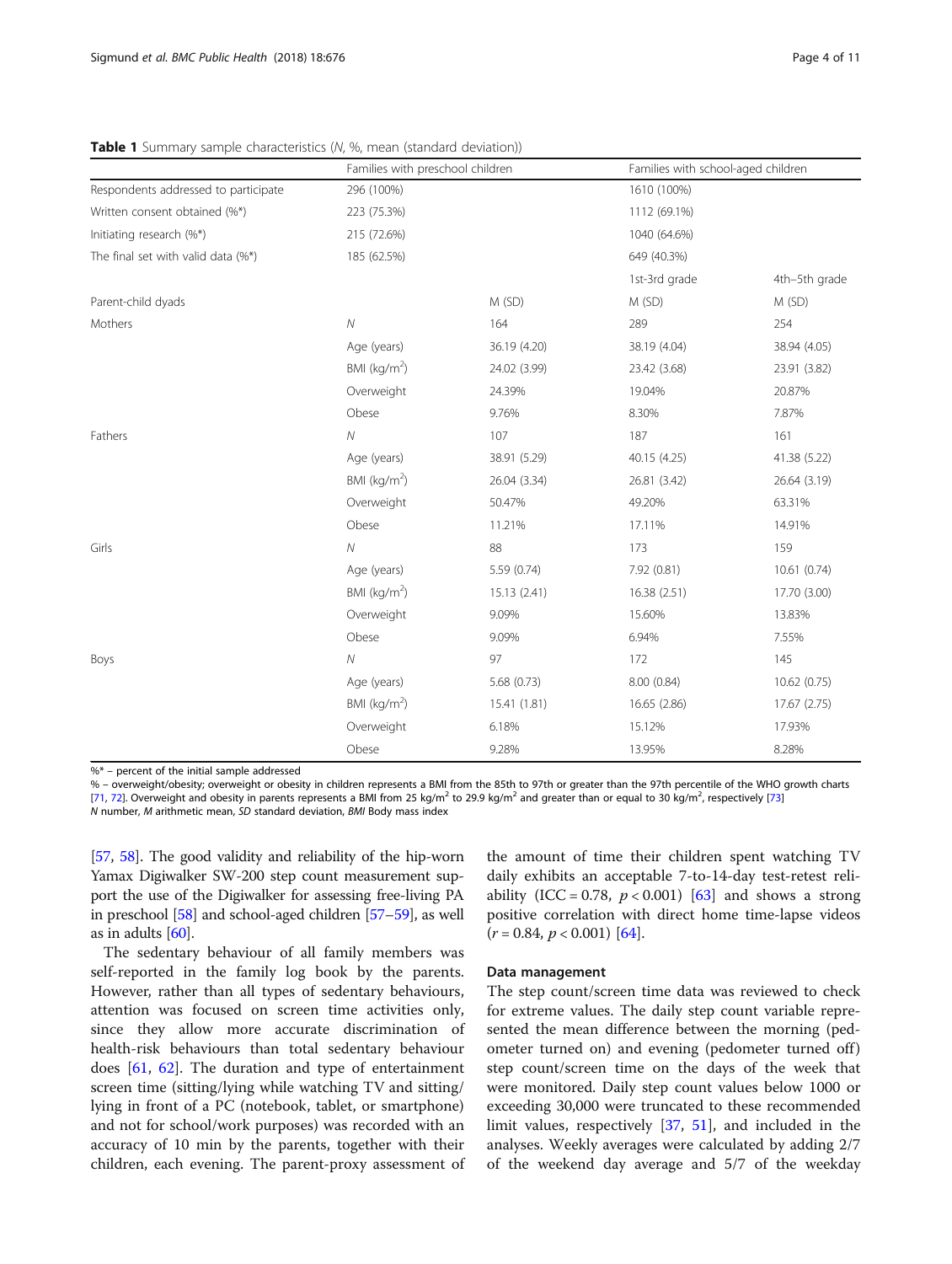**Table 1** Summary sample characteristics (*N*, %, mean (standard deviation))

| | Families with preschool children | | Families with school-aged children | |
|---|---|---|---|---|
| Respondents addressed to participate | 296 (100%) | | 1610 (100%) | |
| Written consent obtained (%*) | 223 (75.3%) | | 1112 (69.1%) | |
| Initiating research (%*) | 215 (72.6%) | | 1040 (64.6%) | |
| The final set with valid data (%*) | 185 (62.5%) | | 649 (40.3%) | |
| | | | 1st-3rd grade | 4th–5th grade |
| Parent-child dyads | | M (SD) | M (SD) | M (SD) |
| Mothers | *N* | 164 | 289 | 254 |
| | Age (years) | 36.19 (4.20) | 38.19 (4.04) | 38.94 (4.05) |
| | BMI (kg/m$^2$) | 24.02 (3.99) | 23.42 (3.68) | 23.91 (3.82) |
| | Overweight | 24.39% | 19.04% | 20.87% |
| | Obese | 9.76% | 8.30% | 7.87% |
| Fathers | *N* | 107 | 187 | 161 |
| | Age (years) | 38.91 (5.29) | 40.15 (4.25) | 41.38 (5.22) |
| | BMI (kg/m$^2$) | 26.04 (3.34) | 26.81 (3.42) | 26.64 (3.19) |
| | Overweight | 50.47% | 49.20% | 63.31% |
| | Obese | 11.21% | 17.11% | 14.91% |
| Girls | *N* | 88 | 173 | 159 |
| | Age (years) | 5.59 (0.74) | 7.92 (0.81) | 10.61 (0.74) |
| | BMI (kg/m$^2$) | 15.13 (2.41) | 16.38 (2.51) | 17.70 (3.00) |
| | Overweight | 9.09% | 15.60% | 13.83% |
| | Obese | 9.09% | 6.94% | 7.55% |
| Boys | *N* | 97 | 172 | 145 |
| | Age (years) | 5.68 (0.73) | 8.00 (0.84) | 10.62 (0.75) |
| | BMI (kg/m$^2$) | 15.41 (1.81) | 16.65 (2.86) | 17.67 (2.75) |
| | Overweight | 6.18% | 15.12% | 17.93% |
| | Obese | 9.28% | 13.95% | 8.28% |

%* – percent of the initial sample addressed

% – overweight/obesity; overweight or obesity in children represents a BMI from the 85th to 97th or greater than the 97th percentile of the WHO growth charts [71, 72]. Overweight and obesity in parents represents a BMI from 25 kg/m$^2$ to 29.9 kg/m$^2$ and greater than or equal to 30 kg/m$^2$, respectively [73]

*N* number, *M* arithmetic mean, *SD* standard deviation, *BMI* Body mass index

[57, 58]. The good validity and reliability of the hip-worn Yamax Digiwalker SW-200 step count measurement support the use of the Digiwalker for assessing free-living PA in preschool [58] and school-aged children [57–59], as well as in adults [60].

The sedentary behaviour of all family members was self-reported in the family log book by the parents. However, rather than all types of sedentary behaviours, attention was focused on screen time activities only, since they allow more accurate discrimination of health-risk behaviours than total sedentary behaviour does [61, 62]. The duration and type of entertainment screen time (sitting/lying while watching TV and sitting/lying in front of a PC (notebook, tablet, or smartphone) and not for school/work purposes) was recorded with an accuracy of 10 min by the parents, together with their children, each evening. The parent-proxy assessment of the amount of time their children spent watching TV daily exhibits an acceptable 7-to-14-day test-retest reliability (ICC = 0.78, $p < 0.001$) [63] and shows a strong positive correlation with direct home time-lapse videos ($r = 0.84$, $p < 0.001$) [64].

### Data management

The step count/screen time data was reviewed to check for extreme values. The daily step count variable represented the mean difference between the morning (pedometer turned on) and evening (pedometer turned off) step count/screen time on the days of the week that were monitored. Daily step count values below 1000 or exceeding 30,000 were truncated to these recommended limit values, respectively [37, 51], and included in the analyses. Weekly averages were calculated by adding 2/7 of the weekend day average and 5/7 of the weekday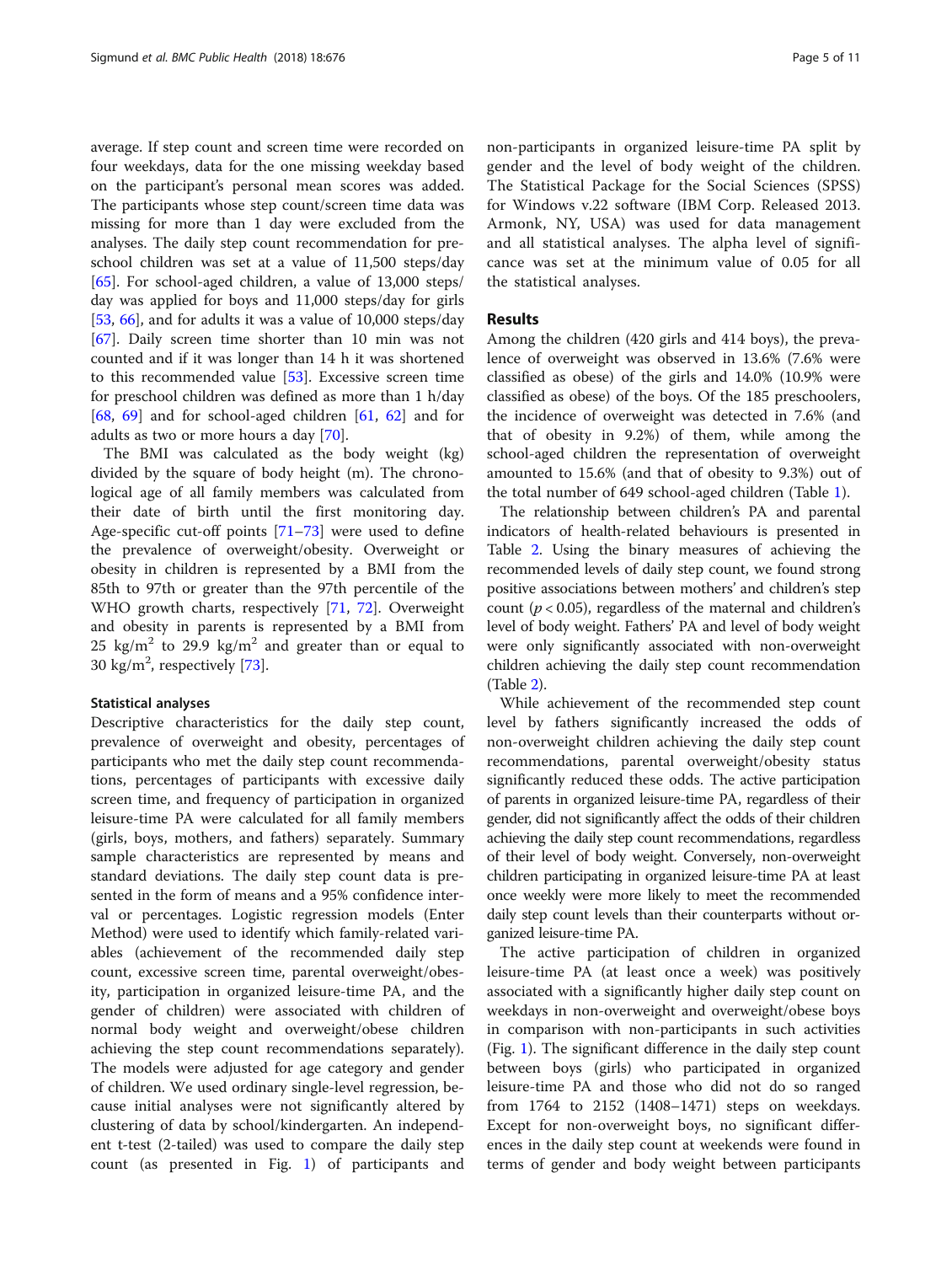average. If step count and screen time were recorded on four weekdays, data for the one missing weekday based on the participant's personal mean scores was added. The participants whose step count/screen time data was missing for more than 1 day were excluded from the analyses. The daily step count recommendation for preschool children was set at a value of 11,500 steps/day [65]. For school-aged children, a value of 13,000 steps/day was applied for boys and 11,000 steps/day for girls [53, 66], and for adults it was a value of 10,000 steps/day [67]. Daily screen time shorter than 10 min was not counted and if it was longer than 14 h it was shortened to this recommended value [53]. Excessive screen time for preschool children was defined as more than 1 h/day [68, 69] and for school-aged children [61, 62] and for adults as two or more hours a day [70].

The BMI was calculated as the body weight (kg) divided by the square of body height (m). The chronological age of all family members was calculated from their date of birth until the first monitoring day. Age-specific cut-off points [71–73] were used to define the prevalence of overweight/obesity. Overweight or obesity in children is represented by a BMI from the 85th to 97th or greater than the 97th percentile of the WHO growth charts, respectively [71, 72]. Overweight and obesity in parents is represented by a BMI from 25 $kg/m^2$ to 29.9 $kg/m^2$ and greater than or equal to 30 $kg/m^2$, respectively [73].

### Statistical analyses

Descriptive characteristics for the daily step count, prevalence of overweight and obesity, percentages of participants who met the daily step count recommendations, percentages of participants with excessive daily screen time, and frequency of participation in organized leisure-time PA were calculated for all family members (girls, boys, mothers, and fathers) separately. Summary sample characteristics are represented by means and standard deviations. The daily step count data is presented in the form of means and a 95% confidence interval or percentages. Logistic regression models (Enter Method) were used to identify which family-related variables (achievement of the recommended daily step count, excessive screen time, parental overweight/obesity, participation in organized leisure-time PA, and the gender of children) were associated with children of normal body weight and overweight/obese children achieving the step count recommendations separately). The models were adjusted for age category and gender of children. We used ordinary single-level regression, because initial analyses were not significantly altered by clustering of data by school/kindergarten. An independent t-test (2-tailed) was used to compare the daily step count (as presented in Fig. 1) of participants and non-participants in organized leisure-time PA split by gender and the level of body weight of the children. The Statistical Package for the Social Sciences (SPSS) for Windows v.22 software (IBM Corp. Released 2013. Armonk, NY, USA) was used for data management and all statistical analyses. The alpha level of significance was set at the minimum value of 0.05 for all the statistical analyses.

## Results

Among the children (420 girls and 414 boys), the prevalence of overweight was observed in 13.6% (7.6% were classified as obese) of the girls and 14.0% (10.9% were classified as obese) of the boys. Of the 185 preschoolers, the incidence of overweight was detected in 7.6% (and that of obesity in 9.2%) of them, while among the school-aged children the representation of overweight amounted to 15.6% (and that of obesity to 9.3%) out of the total number of 649 school-aged children (Table 1).

The relationship between children's PA and parental indicators of health-related behaviours is presented in Table 2. Using the binary measures of achieving the recommended levels of daily step count, we found strong positive associations between mothers' and children's step count ($p < 0.05$), regardless of the maternal and children's level of body weight. Fathers' PA and level of body weight were only significantly associated with non-overweight children achieving the daily step count recommendation (Table 2).

While achievement of the recommended step count level by fathers significantly increased the odds of non-overweight children achieving the daily step count recommendations, parental overweight/obesity status significantly reduced these odds. The active participation of parents in organized leisure-time PA, regardless of their gender, did not significantly affect the odds of their children achieving the daily step count recommendations, regardless of their level of body weight. Conversely, non-overweight children participating in organized leisure-time PA at least once weekly were more likely to meet the recommended daily step count levels than their counterparts without organized leisure-time PA.

The active participation of children in organized leisure-time PA (at least once a week) was positively associated with a significantly higher daily step count on weekdays in non-overweight and overweight/obese boys in comparison with non-participants in such activities (Fig. 1). The significant difference in the daily step count between boys (girls) who participated in organized leisure-time PA and those who did not do so ranged from 1764 to 2152 (1408–1471) steps on weekdays. Except for non-overweight boys, no significant differences in the daily step count at weekends were found in terms of gender and body weight between participants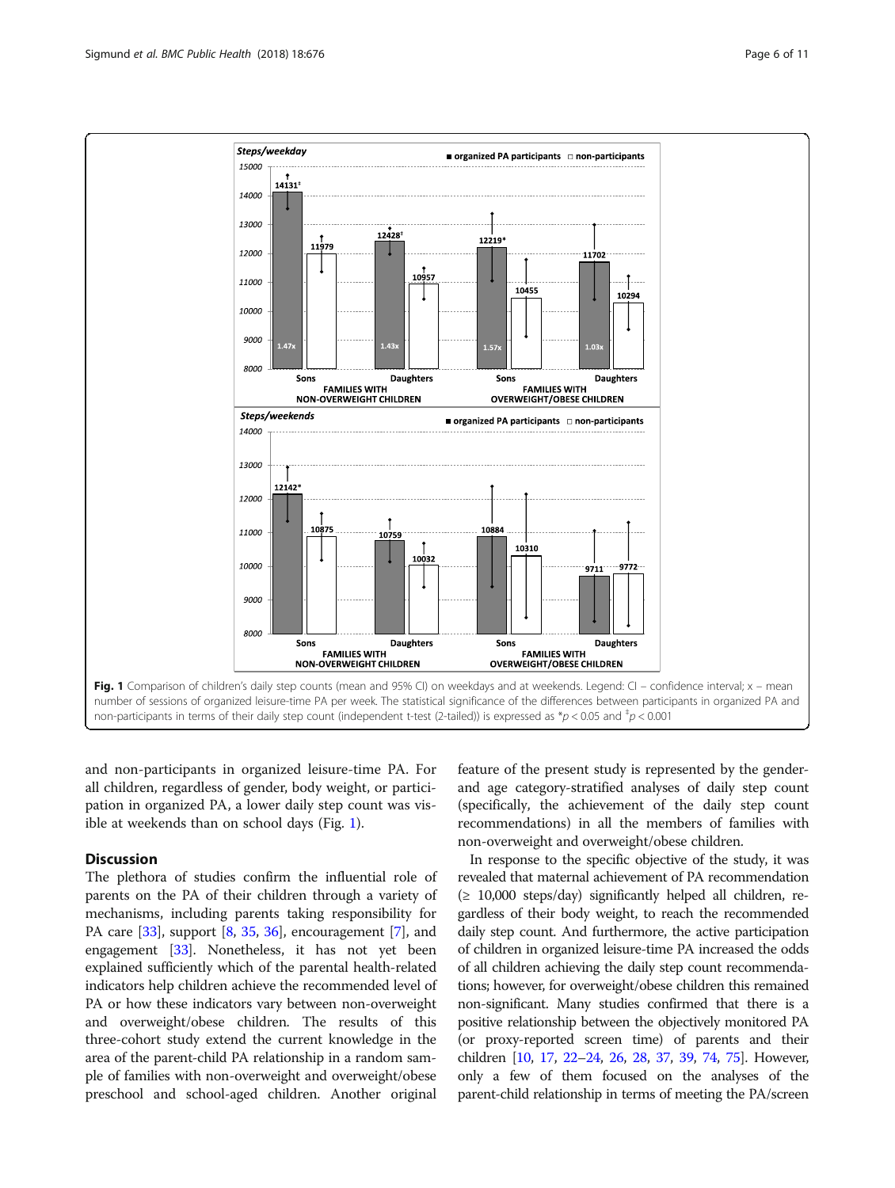Fig. 1 Comparison of children's daily step counts (mean and 95% CI) on weekdays and at weekends. Legend: CI – confidence interval; x – mean number of sessions of organized leisure-time PA per week. The statistical significance of the differences between participants in organized PA and non-participants in terms of their daily step count (independent t-test (2-tailed)) is expressed as $^{*}p < 0.05$ and $^{‡}p < 0.001$

and non-participants in organized leisure-time PA. For all children, regardless of gender, body weight, or participation in organized PA, a lower daily step count was visible at weekends than on school days (Fig. 1).

## Discussion

The plethora of studies confirm the influential role of parents on the PA of their children through a variety of mechanisms, including parents taking responsibility for PA care [33], support [8, 35, 36], encouragement [7], and engagement [33]. Nonetheless, it has not yet been explained sufficiently which of the parental health-related indicators help children achieve the recommended level of PA or how these indicators vary between non-overweight and overweight/obese children. The results of this three-cohort study extend the current knowledge in the area of the parent-child PA relationship in a random sample of families with non-overweight and overweight/obese preschool and school-aged children. Another original feature of the present study is represented by the gender- and age category-stratified analyses of daily step count (specifically, the achievement of the daily step count recommendations) in all the members of families with non-overweight and overweight/obese children.

In response to the specific objective of the study, it was revealed that maternal achievement of PA recommendation (≥ 10,000 steps/day) significantly helped all children, regardless of their body weight, to reach the recommended daily step count. And furthermore, the active participation of children in organized leisure-time PA increased the odds of all children achieving the daily step count recommendations; however, for overweight/obese children this remained non-significant. Many studies confirmed that there is a positive relationship between the objectively monitored PA (or proxy-reported screen time) of parents and their children [10, 17, 22–24, 26, 28, 37, 39, 74, 75]. However, only a few of them focused on the analyses of the parent-child relationship in terms of meeting the PA/screen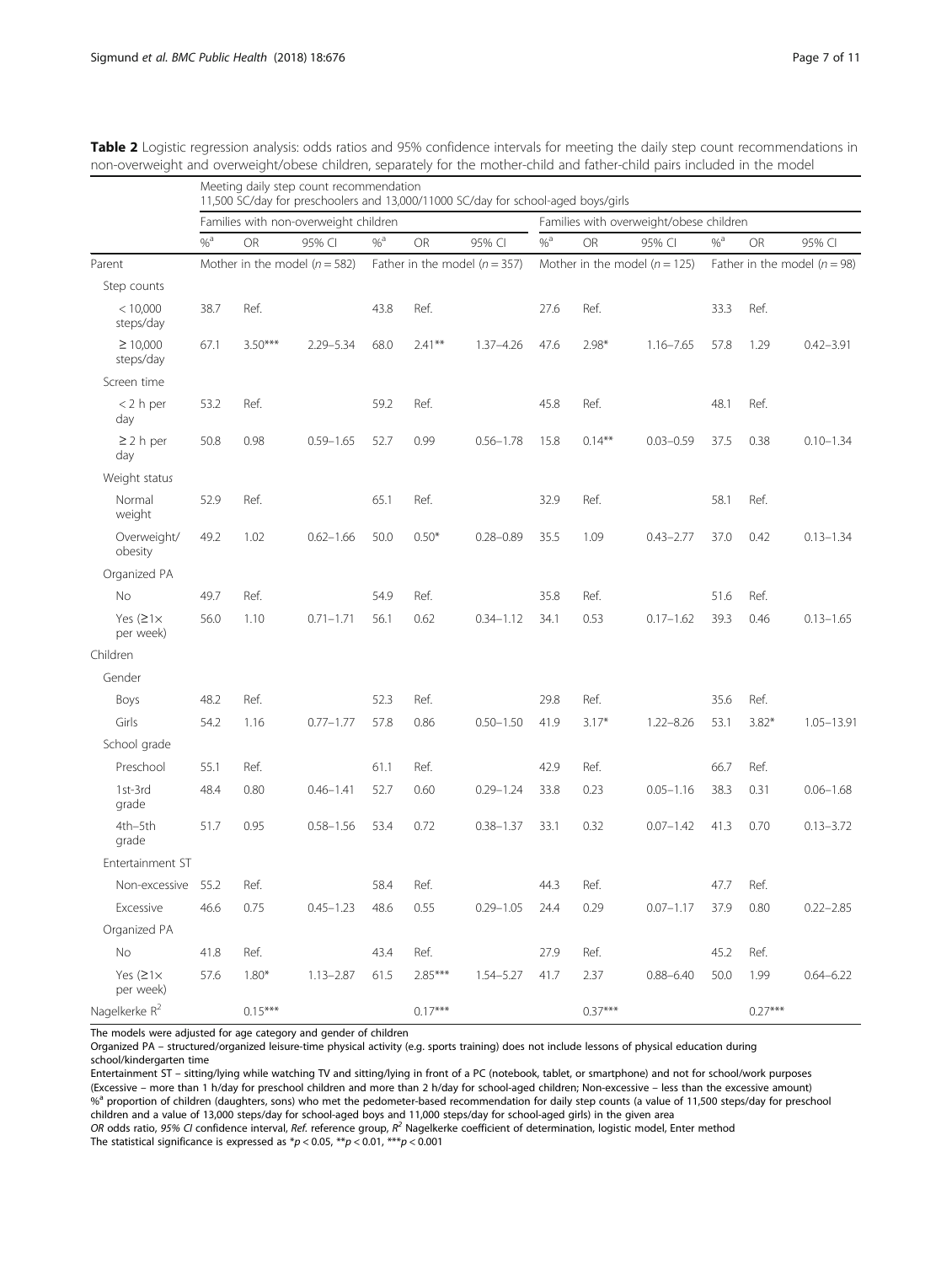**Table 2** Logistic regression analysis: odds ratios and 95% confidence intervals for meeting the daily step count recommendations in non-overweight and overweight/obese children, separately for the mother-child and father-child pairs included in the model

| | Meeting daily step count recommendation 11,500 SC/day for preschoolers and 13,000/11000 SC/day for school-aged boys/girls | | | | | | | | | | | |
|---|---|---|---|---|---|---|---|---|---|---|---|---|
| | Families with non-overweight children | | | | | | Families with overweight/obese children | | | | | |
| | %[a] | OR | 95% CI | %[a] | OR | 95% CI | %[a] | OR | 95% CI | %[a] | OR | 95% CI |
| Parent | Mother in the model ($n = 582$) | | | Father in the model ($n = 357$) | | | Mother in the model ($n = 125$) | | | Father in the model ($n = 98$) | | |
| Step counts | | | | | | | | | | | | |
| < 10,000 steps/day | 38.7 | Ref. | | 43.8 | Ref. | | 27.6 | Ref. | | 33.3 | Ref. | |
| ≥ 10,000 steps/day | 67.1 | 3.50*** | 2.29–5.34 | 68.0 | 2.41** | 1.37–4.26 | 47.6 | 2.98* | 1.16–7.65 | 57.8 | 1.29 | 0.42–3.91 |
| Screen time | | | | | | | | | | | | |
| < 2 h per day | 53.2 | Ref. | | 59.2 | Ref. | | 45.8 | Ref. | | 48.1 | Ref. | |
| ≥ 2 h per day | 50.8 | 0.98 | 0.59–1.65 | 52.7 | 0.99 | 0.56–1.78 | 15.8 | 0.14** | 0.03–0.59 | 37.5 | 0.38 | 0.10–1.34 |
| Weight status | | | | | | | | | | | | |
| Normal weight | 52.9 | Ref. | | 65.1 | Ref. | | 32.9 | Ref. | | 58.1 | Ref. | |
| Overweight/ obesity | 49.2 | 1.02 | 0.62–1.66 | 50.0 | 0.50* | 0.28–0.89 | 35.5 | 1.09 | 0.43–2.77 | 37.0 | 0.42 | 0.13–1.34 |
| Organized PA | | | | | | | | | | | | |
| No | 49.7 | Ref. | | 54.9 | Ref. | | 35.8 | Ref. | | 51.6 | Ref. | |
| Yes (≥1× per week) | 56.0 | 1.10 | 0.71–1.71 | 56.1 | 0.62 | 0.34–1.12 | 34.1 | 0.53 | 0.17–1.62 | 39.3 | 0.46 | 0.13–1.65 |
| Children | | | | | | | | | | | | |
| Gender | | | | | | | | | | | | |
| Boys | 48.2 | Ref. | | 52.3 | Ref. | | 29.8 | Ref. | | 35.6 | Ref. | |
| Girls | 54.2 | 1.16 | 0.77–1.77 | 57.8 | 0.86 | 0.50–1.50 | 41.9 | 3.17* | 1.22–8.26 | 53.1 | 3.82* | 1.05–13.91 |
| School grade | | | | | | | | | | | | |
| Preschool | 55.1 | Ref. | | 61.1 | Ref. | | 42.9 | Ref. | | 66.7 | Ref. | |
| 1st-3rd grade | 48.4 | 0.80 | 0.46–1.41 | 52.7 | 0.60 | 0.29–1.24 | 33.8 | 0.23 | 0.05–1.16 | 38.3 | 0.31 | 0.06–1.68 |
| 4th–5th grade | 51.7 | 0.95 | 0.58–1.56 | 53.4 | 0.72 | 0.38–1.37 | 33.1 | 0.32 | 0.07–1.42 | 41.3 | 0.70 | 0.13–3.72 |
| Entertainment ST | | | | | | | | | | | | |
| Non-excessive | 55.2 | Ref. | | 58.4 | Ref. | | 44.3 | Ref. | | 47.7 | Ref. | |
| Excessive | 46.6 | 0.75 | 0.45–1.23 | 48.6 | 0.55 | 0.29–1.05 | 24.4 | 0.29 | 0.07–1.17 | 37.9 | 0.80 | 0.22–2.85 |
| Organized PA | | | | | | | | | | | | |
| No | 41.8 | Ref. | | 43.4 | Ref. | | 27.9 | Ref. | | 45.2 | Ref. | |
| Yes (≥1× per week) | 57.6 | 1.80* | 1.13–2.87 | 61.5 | 2.85*** | 1.54–5.27 | 41.7 | 2.37 | 0.88–6.40 | 50.0 | 1.99 | 0.64–6.22 |
| Nagelkerke $R^2$ | | 0.15*** | | | 0.17*** | | | 0.37*** | | | 0.27*** | |

The models were adjusted for age category and gender of children

Organized PA – structured/organized leisure-time physical activity (e.g. sports training) does not include lessons of physical education during school/kindergarten time

Entertainment ST – sitting/lying while watching TV and sitting/lying in front of a PC (notebook, tablet, or smartphone) and not for school/work purposes (Excessive – more than 1 h/day for preschool children and more than 2 h/day for school-aged children; Non-excessive – less than the excessive amount)

%[a] proportion of children (daughters, sons) who met the pedometer-based recommendation for daily step counts (a value of 11,500 steps/day for preschool children and a value of 13,000 steps/day for school-aged boys and 11,000 steps/day for school-aged girls) in the given area

*OR* odds ratio, *95% CI* confidence interval, *Ref.* reference group, $R^2$ Nagelkerke coefficient of determination, logistic model, Enter method

The statistical significance is expressed as *$p < 0.05$, **$p < 0.01$, ***$p < 0.001$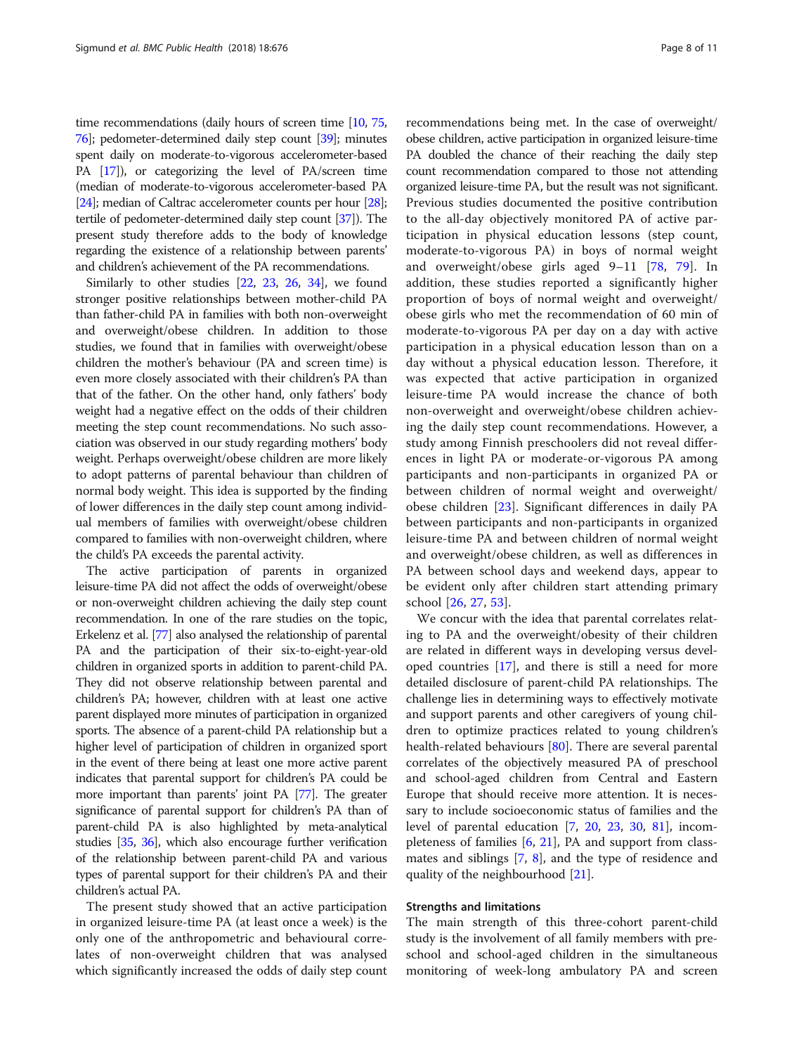time recommendations (daily hours of screen time [10, 75, 76]; pedometer-determined daily step count [39]; minutes spent daily on moderate-to-vigorous accelerometer-based PA [17]), or categorizing the level of PA/screen time (median of moderate-to-vigorous accelerometer-based PA [24]; median of Caltrac accelerometer counts per hour [28]; tertile of pedometer-determined daily step count [37]). The present study therefore adds to the body of knowledge regarding the existence of a relationship between parents' and children's achievement of the PA recommendations.

Similarly to other studies [22, 23, 26, 34], we found stronger positive relationships between mother-child PA than father-child PA in families with both non-overweight and overweight/obese children. In addition to those studies, we found that in families with overweight/obese children the mother's behaviour (PA and screen time) is even more closely associated with their children's PA than that of the father. On the other hand, only fathers' body weight had a negative effect on the odds of their children meeting the step count recommendations. No such association was observed in our study regarding mothers' body weight. Perhaps overweight/obese children are more likely to adopt patterns of parental behaviour than children of normal body weight. This idea is supported by the finding of lower differences in the daily step count among individual members of families with overweight/obese children compared to families with non-overweight children, where the child's PA exceeds the parental activity.

The active participation of parents in organized leisure-time PA did not affect the odds of overweight/obese or non-overweight children achieving the daily step count recommendation. In one of the rare studies on the topic, Erkelenz et al. [77] also analysed the relationship of parental PA and the participation of their six-to-eight-year-old children in organized sports in addition to parent-child PA. They did not observe relationship between parental and children's PA; however, children with at least one active parent displayed more minutes of participation in organized sports. The absence of a parent-child PA relationship but a higher level of participation of children in organized sport in the event of there being at least one more active parent indicates that parental support for children's PA could be more important than parents' joint PA [77]. The greater significance of parental support for children's PA than of parent-child PA is also highlighted by meta-analytical studies [35, 36], which also encourage further verification of the relationship between parent-child PA and various types of parental support for their children's PA and their children's actual PA.

The present study showed that an active participation in organized leisure-time PA (at least once a week) is the only one of the anthropometric and behavioural correlates of non-overweight children that was analysed which significantly increased the odds of daily step count recommendations being met. In the case of overweight/obese children, active participation in organized leisure-time PA doubled the chance of their reaching the daily step count recommendation compared to those not attending organized leisure-time PA, but the result was not significant. Previous studies documented the positive contribution to the all-day objectively monitored PA of active participation in physical education lessons (step count, moderate-to-vigorous PA) in boys of normal weight and overweight/obese girls aged 9–11 [78, 79]. In addition, these studies reported a significantly higher proportion of boys of normal weight and overweight/obese girls who met the recommendation of 60 min of moderate-to-vigorous PA per day on a day with active participation in a physical education lesson than on a day without a physical education lesson. Therefore, it was expected that active participation in organized leisure-time PA would increase the chance of both non-overweight and overweight/obese children achieving the daily step count recommendations. However, a study among Finnish preschoolers did not reveal differences in light PA or moderate-or-vigorous PA among participants and non-participants in organized PA or between children of normal weight and overweight/obese children [23]. Significant differences in daily PA between participants and non-participants in organized leisure-time PA and between children of normal weight and overweight/obese children, as well as differences in PA between school days and weekend days, appear to be evident only after children start attending primary school [26, 27, 53].

We concur with the idea that parental correlates relating to PA and the overweight/obesity of their children are related in different ways in developing versus developed countries [17], and there is still a need for more detailed disclosure of parent-child PA relationships. The challenge lies in determining ways to effectively motivate and support parents and other caregivers of young children to optimize practices related to young children's health-related behaviours [80]. There are several parental correlates of the objectively measured PA of preschool and school-aged children from Central and Eastern Europe that should receive more attention. It is necessary to include socioeconomic status of families and the level of parental education [7, 20, 23, 30, 81], incompleteness of families [6, 21], PA and support from classmates and siblings [7, 8], and the type of residence and quality of the neighbourhood [21].

## Strengths and limitations

The main strength of this three-cohort parent-child study is the involvement of all family members with preschool and school-aged children in the simultaneous monitoring of week-long ambulatory PA and screen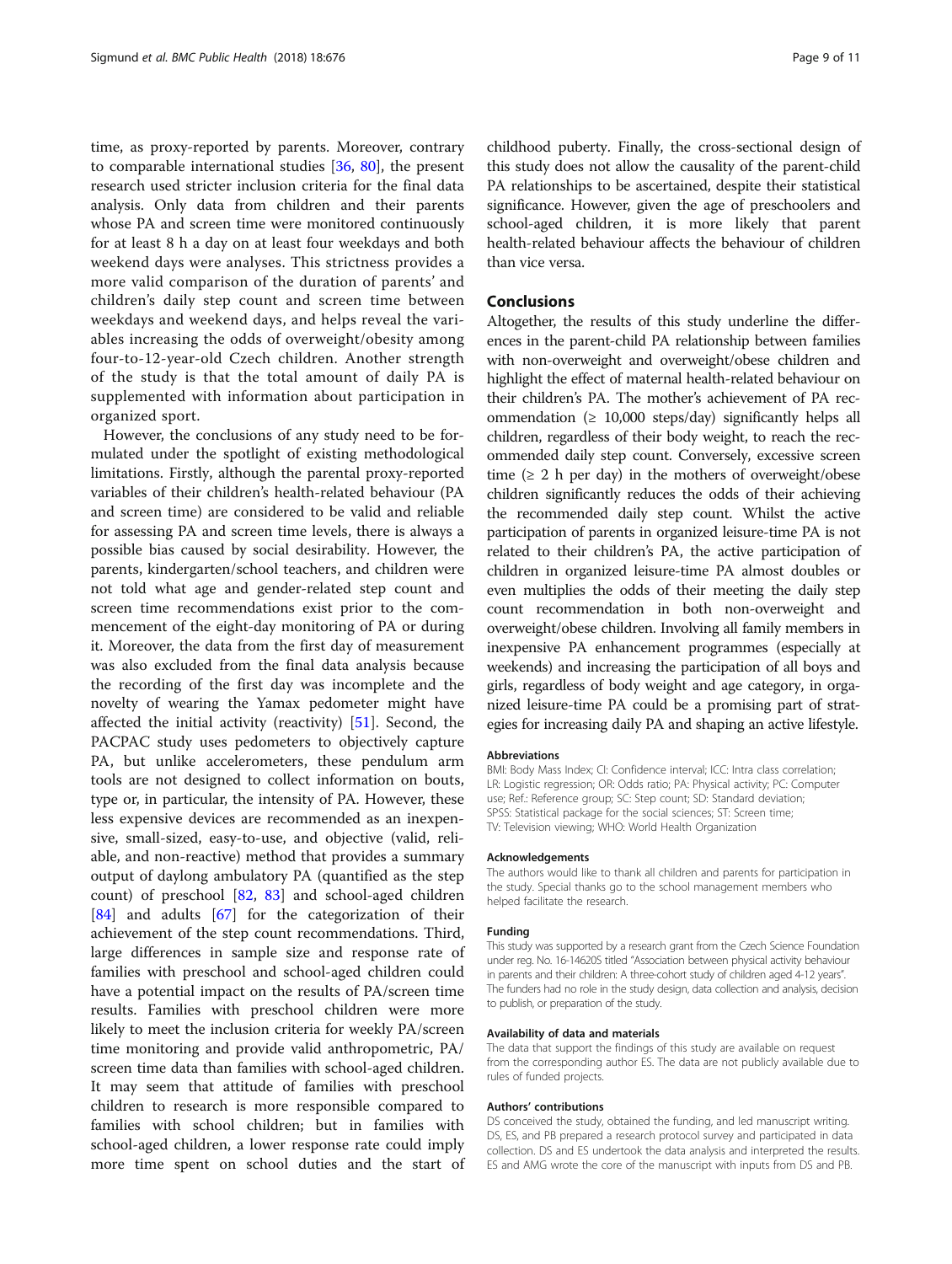time, as proxy-reported by parents. Moreover, contrary to comparable international studies [36, 80], the present research used stricter inclusion criteria for the final data analysis. Only data from children and their parents whose PA and screen time were monitored continuously for at least 8 h a day on at least four weekdays and both weekend days were analyses. This strictness provides a more valid comparison of the duration of parents' and children's daily step count and screen time between weekdays and weekend days, and helps reveal the variables increasing the odds of overweight/obesity among four-to-12-year-old Czech children. Another strength of the study is that the total amount of daily PA is supplemented with information about participation in organized sport.

However, the conclusions of any study need to be formulated under the spotlight of existing methodological limitations. Firstly, although the parental proxy-reported variables of their children's health-related behaviour (PA and screen time) are considered to be valid and reliable for assessing PA and screen time levels, there is always a possible bias caused by social desirability. However, the parents, kindergarten/school teachers, and children were not told what age and gender-related step count and screen time recommendations exist prior to the commencement of the eight-day monitoring of PA or during it. Moreover, the data from the first day of measurement was also excluded from the final data analysis because the recording of the first day was incomplete and the novelty of wearing the Yamax pedometer might have affected the initial activity (reactivity) [51]. Second, the PACPAC study uses pedometers to objectively capture PA, but unlike accelerometers, these pendulum arm tools are not designed to collect information on bouts, type or, in particular, the intensity of PA. However, these less expensive devices are recommended as an inexpensive, small-sized, easy-to-use, and objective (valid, reliable, and non-reactive) method that provides a summary output of daylong ambulatory PA (quantified as the step count) of preschool [82, 83] and school-aged children [84] and adults [67] for the categorization of their achievement of the step count recommendations. Third, large differences in sample size and response rate of families with preschool and school-aged children could have a potential impact on the results of PA/screen time results. Families with preschool children were more likely to meet the inclusion criteria for weekly PA/screen time monitoring and provide valid anthropometric, PA/screen time data than families with school-aged children. It may seem that attitude of families with preschool children to research is more responsible compared to families with school children; but in families with school-aged children, a lower response rate could imply more time spent on school duties and the start of childhood puberty. Finally, the cross-sectional design of this study does not allow the causality of the parent-child PA relationships to be ascertained, despite their statistical significance. However, given the age of preschoolers and school-aged children, it is more likely that parent health-related behaviour affects the behaviour of children than vice versa.

## Conclusions

Altogether, the results of this study underline the differences in the parent-child PA relationship between families with non-overweight and overweight/obese children and highlight the effect of maternal health-related behaviour on their children's PA. The mother's achievement of PA recommendation (≥ 10,000 steps/day) significantly helps all children, regardless of their body weight, to reach the recommended daily step count. Conversely, excessive screen time (≥ 2 h per day) in the mothers of overweight/obese children significantly reduces the odds of their achieving the recommended daily step count. Whilst the active participation of parents in organized leisure-time PA is not related to their children's PA, the active participation of children in organized leisure-time PA almost doubles or even multiplies the odds of their meeting the daily step count recommendation in both non-overweight and overweight/obese children. Involving all family members in inexpensive PA enhancement programmes (especially at weekends) and increasing the participation of all boys and girls, regardless of body weight and age category, in organized leisure-time PA could be a promising part of strategies for increasing daily PA and shaping an active lifestyle.

#### Abbreviations

BMI: Body Mass Index; CI: Confidence interval; ICC: Intra class correlation; LR: Logistic regression; OR: Odds ratio; PA: Physical activity; PC: Computer use; Ref.: Reference group; SC: Step count; SD: Standard deviation; SPSS: Statistical package for the social sciences; ST: Screen time; TV: Television viewing; WHO: World Health Organization

#### Acknowledgements

The authors would like to thank all children and parents for participation in the study. Special thanks go to the school management members who helped facilitate the research.

#### Funding

This study was supported by a research grant from the Czech Science Foundation under reg. No. 16-14620S titled "Association between physical activity behaviour in parents and their children: A three-cohort study of children aged 4-12 years". The funders had no role in the study design, data collection and analysis, decision to publish, or preparation of the study.

#### Availability of data and materials

The data that support the findings of this study are available on request from the corresponding author ES. The data are not publicly available due to rules of funded projects.

#### Authors' contributions

DS conceived the study, obtained the funding, and led manuscript writing. DS, ES, and PB prepared a research protocol survey and participated in data collection. DS and ES undertook the data analysis and interpreted the results. ES and AMG wrote the core of the manuscript with inputs from DS and PB.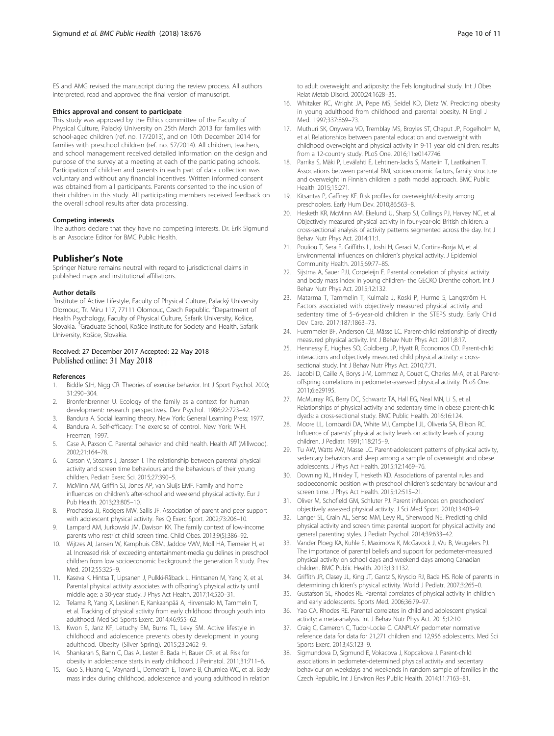ES and AMG revised the manuscript during the review process. All authors interpreted, read and approved the final version of manuscript.

#### Ethics approval and consent to participate

This study was approved by the Ethics committee of the Faculty of Physical Culture, Palacký University on 25th March 2013 for families with school-aged children (ref. no. 17/2013), and on 10th December 2014 for families with preschool children (ref. no. 57/2014). All children, teachers, and school management received detailed information on the design and purpose of the survey at a meeting at each of the participating schools. Participation of children and parents in each part of data collection was voluntary and without any financial incentives. Written informed consent was obtained from all participants. Parents consented to the inclusion of their children in this study. All participating members received feedback on the overall school results after data processing.

#### Competing interests

The authors declare that they have no competing interests. Dr. Erik Sigmund is an Associate Editor for BMC Public Health.

## Publisher's Note

Springer Nature remains neutral with regard to jurisdictional claims in published maps and institutional affiliations.

#### Author details

[1]Institute of Active Lifestyle, Faculty of Physical Culture, Palacký University Olomouc, Tr. Miru 117, 77111 Olomouc, Czech Republic. [2]Department of Health Psychology, Faculty of Physical Culture, Safarik University, Košice, Slovakia. [3]Graduate School, Košice Institute for Society and Health, Safarik University, Košice, Slovakia.

Received: 27 December 2017 Accepted: 22 May 2018
Published online: 31 May 2018

#### References

1. Biddle SJH, Nigg CR. Theories of exercise behavior. Int J Sport Psychol. 2000; 31:290–304.
2. Bronfenbrenner U. Ecology of the family as a context for human development: research perspectives. Dev Psychol. 1986;22:723–42.
3. Bandura A. Social learning theory. New York: General Learning Press; 1977.
4. Bandura A. Self-efficacy: The exercise of control. New York: W.H. Freeman; 1997.
5. Case A, Paxson C. Parental behavior and child health. Health Aff (Millwood). 2002;21:164–78.
6. Carson V, Stearns J, Janssen I. The relationship between parental physical activity and screen time behaviours and the behaviours of their young children. Pediatr Exerc Sci. 2015;27:390–5.
7. McMinn AM, Griffin SJ, Jones AP, van Sluijs EMF. Family and home influences on children's after-school and weekend physical activity. Eur J Pub Health. 2013;23:805–10.
8. Prochaska JJ, Rodgers MW, Sallis JF. Association of parent and peer support with adolescent physical activity. Res Q Exerc Sport. 2002;73:206–10.
9. Lampard AM, Jurkowski JM, Davison KK. The family context of low-income parents who restrict child screen time. Child Obes. 2013;9(5):386–92.
10. Wijtzes AI, Jansen W, Kamphuis CBM, Jaddoe VWV, Moll HA, Tiemeier H, et al. Increased risk of exceeding entertainment-media guidelines in preschool children from low socioeconomic background: the generation R study. Prev Med. 2012;55:325–9.
11. Kaseva K, Hintsa T, Lipsanen J, Pulkki-Råback L, Hintsanen M, Yang X, et al. Parental physical activity associates with offspring's physical activity until middle age: a 30-year study. J Phys Act Health. 2017;14:520–31.
12. Telama R, Yang X, Leskinen E, Kankaanpää A, Hirvensalo M, Tammelin T, et al. Tracking of physical activity from early childhood through youth into adulthood. Med Sci Sports Exerc. 2014;46:955–62.
13. Kwon S, Janz KF, Letuchy EM, Burns TL, Levy SM. Active lifestyle in childhood and adolescence prevents obesity development in young adulthood. Obesity (Silver Spring). 2015;23:2462–9.
14. Shankaran S, Bann C, Das A, Lester B, Bada H, Bauer CR, et al. Risk for obesity in adolescence starts in early childhood. J Perinatol. 2011;31:711–6.
15. Guo S, Huang C, Maynard L, Demerath E, Towne B, Chumlea WC, et al. Body mass index during childhood, adolescence and young adulthood in relation to adult overweight and adiposity: the Fels longitudinal study. Int J Obes Relat Metab Disord. 2000;24:1628–35.
16. Whitaker RC, Wright JA, Pepe MS, Seidel KD, Dietz W. Predicting obesity in young adulthood from childhood and parental obesity. N Engl J Med. 1997;337:869–73.
17. Muthuri SK, Onywera VO, Tremblay MS, Broyles ST, Chaput JP, Fogelholm M, et al. Relationships between parental education and overweight with childhood overweight and physical activity in 9-11 year old children: results from a 12-country study. PLoS One. 2016;11:e0147746.
18. Parrika S, Mäki P, Levälahti E, Lehtinen-Jacks S, Martelin T, Laatikainen T. Associations between parental BMI, socioeconomic factors, family structure and overweight in Finnish children: a path model approach. BMC Public Health. 2015;15:271.
19. Kitsantas P, Gaffney KF. Risk profiles for overweight/obesity among preschoolers. Early Hum Dev. 2010;86:563–8.
20. Hesketh KR, McMinn AM, Ekelund U, Sharp SJ, Collings PJ, Harvey NC, et al. Objectively measured physical activity in four-year-old British children: a cross-sectional analysis of activity patterns segmented across the day. Int J Behav Nutr Phys Act. 2014;11:1.
21. Pouliou T, Sera F, Griffiths L, Joshi H, Geraci M, Cortina-Borja M, et al. Environmental influences on children's physical activity. J Epidemiol Community Health. 2015;69:77–85.
22. Sijtsma A, Sauer PJJ, Corpeleijn E. Parental correlation of physical activity and body mass index in young children- the GECKO Drenthe cohort. Int J Behav Nutr Phys Act. 2015;12:132.
23. Matarma T, Tammelin T, Kulmala J, Koski P, Hurme S, Langström H. Factors associated with objectively measured physical activity and sedentary time of 5–6-year-old children in the STEPS study. Early Child Dev Care. 2017;187:1863–73.
24. Fuemmeler BF, Anderson CB, Mâsse LC. Parent-child relationship of directly measured physical activity. Int J Behav Nutr Phys Act. 2011;8:17.
25. Hennessy E, Hughes SO, Goldberg JP, Hyatt R, Economos CD. Parent-child interactions and objectively measured child physical activity: a cross-sectional study. Int J Behav Nutr Phys Act. 2010;7:71.
26. Jacobi D, Caille A, Borys J-M, Lommez A, Couet C, Charles M-A, et al. Parent-offspring correlations in pedometer-assessed physical activity. PLoS One. 2011;6:e29195.
27. McMurray RG, Berry DC, Schwartz TA, Hall EG, Neal MN, Li S, et al. Relationships of physical activity and sedentary time in obese parent-child dyads: a cross-sectional study. BMC Public Health. 2016;16:124.
28. Moore LL, Lombardi DA, White MJ, Campbell JL, Oliveria SA, Ellison RC. Influence of parents' physical activity levels on activity levels of young children. J Pediatr. 1991;118:215–9.
29. Tu AW, Watts AW, Masse LC. Parent-adolescent patterns of physical activity, sedentary behaviors and sleep among a sample of overweight and obese adolescents. J Phys Act Health. 2015;12:1469–76.
30. Downing KL, Hinkley T, Hesketh KD. Associations of parental rules and socioeconomic position with preschool children's sedentary behaviour and screen time. J Phys Act Health. 2015;12:515–21.
31. Oliver M, Schofield GM, Schluter PJ. Parent influences on preschoolers' objectively assessed physical activity. J Sci Med Sport. 2010;13:403–9.
32. Langer SL, Crain AL, Senso MM, Levy RL, Sherwood NE. Predicting child physical activity and screen time: parental support for physical activity and general parenting styles. J Pediatr Psychol. 2014;39:633–42.
33. Vander Ploeg KA, Kuhle S, Maximova K, McGavock J, Wu B, Veugelers PJ. The importance of parental beliefs and support for pedometer-measured physical activity on school days and weekend days among Canadian children. BMC Public Health. 2013;13:1132.
34. Griffith JR, Clasey JL, King JT, Gantz S, Kryscio RJ, Bada HS. Role of parents in determining children's physical activity. World J Pediatr. 2007;3:265–0.
35. Gustafson SL, Rhodes RE. Parental correlates of physical activity in children and early adolescents. Sports Med. 2006;36:79–97.
36. Yao CA, Rhodes RE. Parental correlates in child and adolescent physical activity: a meta-analysis. Int J Behav Nutr Phys Act. 2015;12:10.
37. Craig C, Cameron C, Tudor-Locke C. CANPLAY pedometer normative reference data for data for 21,271 children and 12,956 adolescents. Med Sci Sports Exerc. 2013;45:123–9.
38. Sigmundova D, Sigmund E, Vokacova J, Kopcakova J. Parent-child associations in pedometer-determined physical activity and sedentary behaviour on weekdays and weekends in random sample of families in the Czech Republic. Int J Environ Res Public Health. 2014;11:7163–81.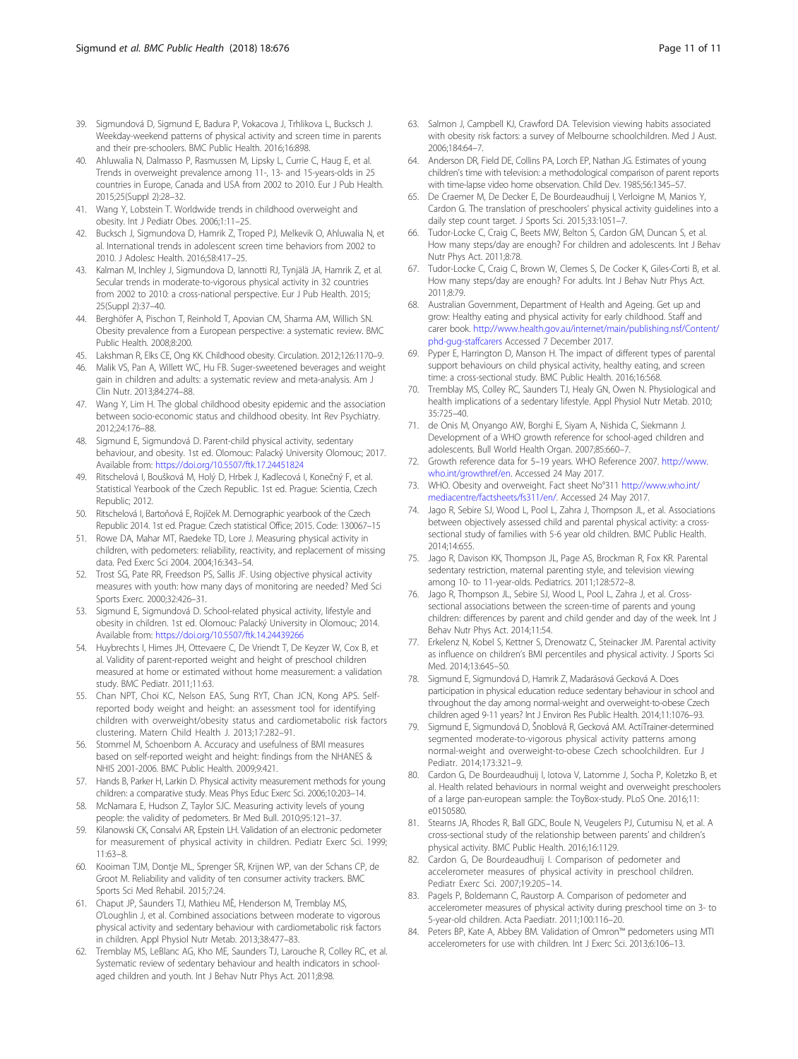39. Sigmundová D, Sigmund E, Badura P, Vokacova J, Trhlikova L, Bucksch J. Weekday-weekend patterns of physical activity and screen time in parents and their pre-schoolers. BMC Public Health. 2016;16:898.
40. Ahluwalia N, Dalmasso P, Rasmussen M, Lipsky L, Currie C, Haug E, et al. Trends in overweight prevalence among 11-, 13- and 15-years-olds in 25 countries in Europe, Canada and USA from 2002 to 2010. Eur J Pub Health. 2015;25(Suppl 2):28–32.
41. Wang Y, Lobstein T. Worldwide trends in childhood overweight and obesity. Int J Pediatr Obes. 2006;1:11–25.
42. Bucksch J, Sigmundova D, Hamrik Z, Troped PJ, Melkevik O, Ahluwalia N, et al. International trends in adolescent screen time behaviors from 2002 to 2010. J Adolesc Health. 2016;58:417–25.
43. Kalman M, Inchley J, Sigmundova D, Iannotti RJ, Tynjälä JA, Hamrik Z, et al. Secular trends in moderate-to-vigorous physical activity in 32 countries from 2002 to 2010: a cross-national perspective. Eur J Pub Health. 2015; 25(Suppl 2):37–40.
44. Berghöfer A, Pischon T, Reinhold T, Apovian CM, Sharma AM, Willich SN. Obesity prevalence from a European perspective: a systematic review. BMC Public Health. 2008;8:200.
45. Lakshman R, Elks CE, Ong KK. Childhood obesity. Circulation. 2012;126:1170–9.
46. Malik VS, Pan A, Willett WC, Hu FB. Suger-sweetened beverages and weight gain in children and adults: a systematic review and meta-analysis. Am J Clin Nutr. 2013;84:274–88.
47. Wang Y, Lim H. The global childhood obesity epidemic and the association between socio-economic status and childhood obesity. Int Rev Psychiatry. 2012;24:176–88.
48. Sigmund E, Sigmundová D. Parent-child physical activity, sedentary behaviour, and obesity. 1st ed. Olomouc: Palacký University Olomouc; 2017. Available from: https://doi.org/10.5507/ftk.17.24451824
49. Ritschelová I, Boušková M, Holý D, Hrbek J, Kadlecová I, Konečný F, et al. Statistical Yearbook of the Czech Republic. 1st ed. Prague: Scientia, Czech Republic; 2012.
50. Ritschelová I, Bartoňová E, Rojíček M. Demographic yearbook of the Czech Republic 2014. 1st ed. Prague: Czech statistical Office; 2015. Code: 130067–15
51. Rowe DA, Mahar MT, Raedeke TD, Lore J. Measuring physical activity in children, with pedometers: reliability, reactivity, and replacement of missing data. Ped Exerc Sci 2004. 2004;16:343–54.
52. Trost SG, Pate RR, Freedson PS, Sallis JF. Using objective physical activity measures with youth: how many days of monitoring are needed? Med Sci Sports Exerc. 2000;32:426–31.
53. Sigmund E, Sigmundová D. School-related physical activity, lifestyle and obesity in children. 1st ed. Olomouc: Palacký University in Olomouc; 2014. Available from: https://doi.org/10.5507/ftk.14.24439266
54. Huybrechts I, Himes JH, Ottevaere C, De Vriendt T, De Keyzer W, Cox B, et al. Validity of parent-reported weight and height of preschool children measured at home or estimated without home measurement: a validation study. BMC Pediatr. 2011;11:63.
55. Chan NPT, Choi KC, Nelson EAS, Sung RYT, Chan JCN, Kong APS. Self-reported body weight and height: an assessment tool for identifying children with overweight/obesity status and cardiometabolic risk factors clustering. Matern Child Health J. 2013;17:282–91.
56. Stommel M, Schoenborn A. Accuracy and usefulness of BMI measures based on self-reported weight and height: findings from the NHANES & NHIS 2001-2006. BMC Public Health. 2009;9:421.
57. Hands B, Parker H, Larkin D. Physical activity measurement methods for young children: a comparative study. Meas Phys Educ Exerc Sci. 2006;10:203–14.
58. McNamara E, Hudson Z, Taylor SJC. Measuring activity levels of young people: the validity of pedometers. Br Med Bull. 2010;95:121–37.
59. Kilanowski CK, Consalvi AR, Epstein LH. Validation of an electronic pedometer for measurement of physical activity in children. Pediatr Exerc Sci. 1999; 11:63–8.
60. Kooiman TJM, Dontje ML, Sprenger SR, Krijnen WP, van der Schans CP, de Groot M. Reliability and validity of ten consumer activity trackers. BMC Sports Sci Med Rehabil. 2015;7:24.
61. Chaput JP, Saunders TJ, Mathieu MÈ, Henderson M, Tremblay MS, O'Loughlin J, et al. Combined associations between moderate to vigorous physical activity and sedentary behaviour with cardiometabolic risk factors in children. Appl Physiol Nutr Metab. 2013;38:477–83.
62. Tremblay MS, LeBlanc AG, Kho ME, Saunders TJ, Larouche R, Colley RC, et al. Systematic review of sedentary behaviour and health indicators in school-aged children and youth. Int J Behav Nutr Phys Act. 2011;8:98.
63. Salmon J, Campbell KJ, Crawford DA. Television viewing habits associated with obesity risk factors: a survey of Melbourne schoolchildren. Med J Aust. 2006;184:64–7.
64. Anderson DR, Field DE, Collins PA, Lorch EP, Nathan JG. Estimates of young children's time with television: a methodological comparison of parent reports with time-lapse video home observation. Child Dev. 1985;56:1345–57.
65. De Craemer M, De Decker E, De Bourdeaudhuij I, Verloigne M, Manios Y, Cardon G. The translation of preschoolers' physical activity guidelines into a daily step count target. J Sports Sci. 2015;33:1051–7.
66. Tudor-Locke C, Craig C, Beets MW, Belton S, Cardon GM, Duncan S, et al. How many steps/day are enough? For children and adolescents. Int J Behav Nutr Phys Act. 2011;8:78.
67. Tudor-Locke C, Craig C, Brown W, Clemes S, De Cocker K, Giles-Corti B, et al. How many steps/day are enough? For adults. Int J Behav Nutr Phys Act. 2011;8:79.
68. Australian Government, Department of Health and Ageing. Get up and grow: Healthy eating and physical activity for early childhood. Staff and carer book. http://www.health.gov.au/internet/main/publishing.nsf/Content/phd-gug-staffcarers Accessed 7 December 2017.
69. Pyper E, Harrington D, Manson H. The impact of different types of parental support behaviours on child physical activity, healthy eating, and screen time: a cross-sectional study. BMC Public Health. 2016;16:568.
70. Tremblay MS, Colley RC, Saunders TJ, Healy GN, Owen N. Physiological and health implications of a sedentary lifestyle. Appl Physiol Nutr Metab. 2010; 35:725–40.
71. de Onis M, Onyango AW, Borghi E, Siyam A, Nishida C, Siekmann J. Development of a WHO growth reference for school-aged children and adolescents. Bull World Health Organ. 2007;85:660–7.
72. Growth reference data for 5–19 years. WHO Reference 2007. http://www.who.int/growthref/en. Accessed 24 May 2017.
73. WHO. Obesity and overweight. Fact sheet No°311 http://www.who.int/mediacentre/factsheets/fs311/en/. Accessed 24 May 2017.
74. Jago R, Sebire SJ, Wood L, Pool L, Zahra J, Thompson JL, et al. Associations between objectively assessed child and parental physical activity: a cross-sectional study of families with 5-6 year old children. BMC Public Health. 2014;14:655.
75. Jago R, Davison KK, Thompson JL, Page AS, Brockman R, Fox KR. Parental sedentary restriction, maternal parenting style, and television viewing among 10- to 11-year-olds. Pediatrics. 2011;128:572–8.
76. Jago R, Thompson JL, Sebire SJ, Wood L, Pool L, Zahra J, et al. Cross-sectional associations between the screen-time of parents and young children: differences by parent and child gender and day of the week. Int J Behav Nutr Phys Act. 2014;11:54.
77. Erkelenz N, Kobel S, Kettner S, Drenowatz C, Steinacker JM. Parental activity as influence on children's BMI percentiles and physical activity. J Sports Sci Med. 2014;13:645–50.
78. Sigmund E, Sigmundová D, Hamrik Z, Madarásová Gecková A. Does participation in physical education reduce sedentary behaviour in school and throughout the day among normal-weight and overweight-to-obese Czech children aged 9-11 years? Int J Environ Res Public Health. 2014;11:1076–93.
79. Sigmund E, Sigmundová D, Šnoblová R, Gecková AM. ActiTrainer-determined segmented moderate-to-vigorous physical activity patterns among normal-weight and overweight-to-obese Czech schoolchildren. Eur J Pediatr. 2014;173:321–9.
80. Cardon G, De Bourdeaudhuij I, Iotova V, Latomme J, Socha P, Koletzko B, et al. Health related behaviours in normal weight and overweight preschoolers of a large pan-european sample: the ToyBox-study. PLoS One. 2016;11: e0150580.
81. Stearns JA, Rhodes R, Ball GDC, Boule N, Veugelers PJ, Cutumisu N, et al. A cross-sectional study of the relationship between parents' and children's physical activity. BMC Public Health. 2016;16:1129.
82. Cardon G, De Bourdeaudhuij I. Comparison of pedometer and accelerometer measures of physical activity in preschool children. Pediatr Exerc Sci. 2007;19:205–14.
83. Pagels P, Boldemann C, Raustorp A. Comparison of pedometer and accelerometer measures of physical activity during preschool time on 3- to 5-year-old children. Acta Paediatr. 2011;100:116–20.
84. Peters BP, Kate A, Abbey BM. Validation of Omron™ pedometers using MTI accelerometers for use with children. Int J Exerc Sci. 2013;6:106–13.